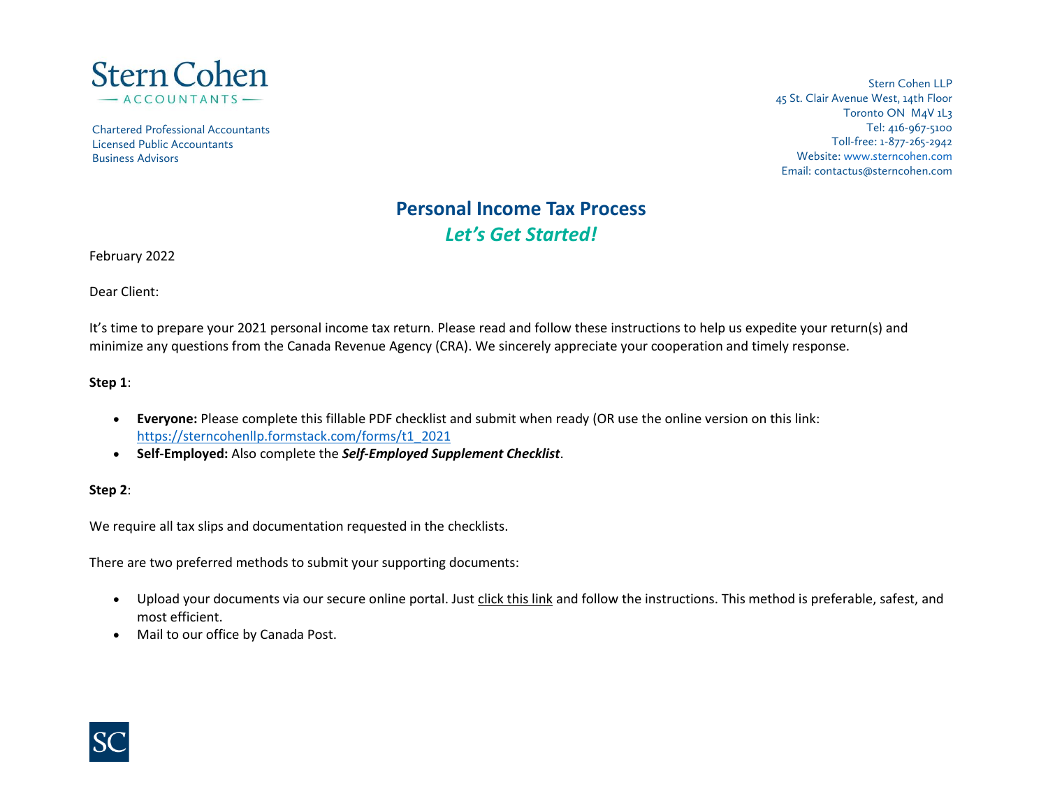Stern Cohen
ACCOUNTANTS

Chartered Professional Accountants
Licensed Public Accountants
Business Advisors

Stern Cohen LLP
45 St. Clair Avenue West, 14th Floor
Toronto ON M4V 1L3
Tel: 416-967-5100
Toll-free: 1-877-265-2942
Website: www.sterncohen.com
Email: contactus@sterncohen.com

# Personal Income Tax Process

## *Let's Get Started!*

February 2022

Dear Client:

It's time to prepare your 2021 personal income tax return. Please read and follow these instructions to help us expedite your return(s) and minimize any questions from the Canada Revenue Agency (CRA). We sincerely appreciate your cooperation and timely response.

**Step 1**:

- **Everyone:** Please complete this fillable PDF checklist and submit when ready (OR use the online version on this link: [https://sterncohenllp.formstack.com/forms/t1_2021](https://sterncohenllp.formstack.com/forms/t1_2021)
- **Self-Employed:** Also complete the ***Self-Employed Supplement Checklist***.

**Step 2**:

We require all tax slips and documentation requested in the checklists.

There are two preferred methods to submit your supporting documents:

- Upload your documents via our secure online portal. Just click this link and follow the instructions. This method is preferable, safest, and most efficient.
- Mail to our office by Canada Post.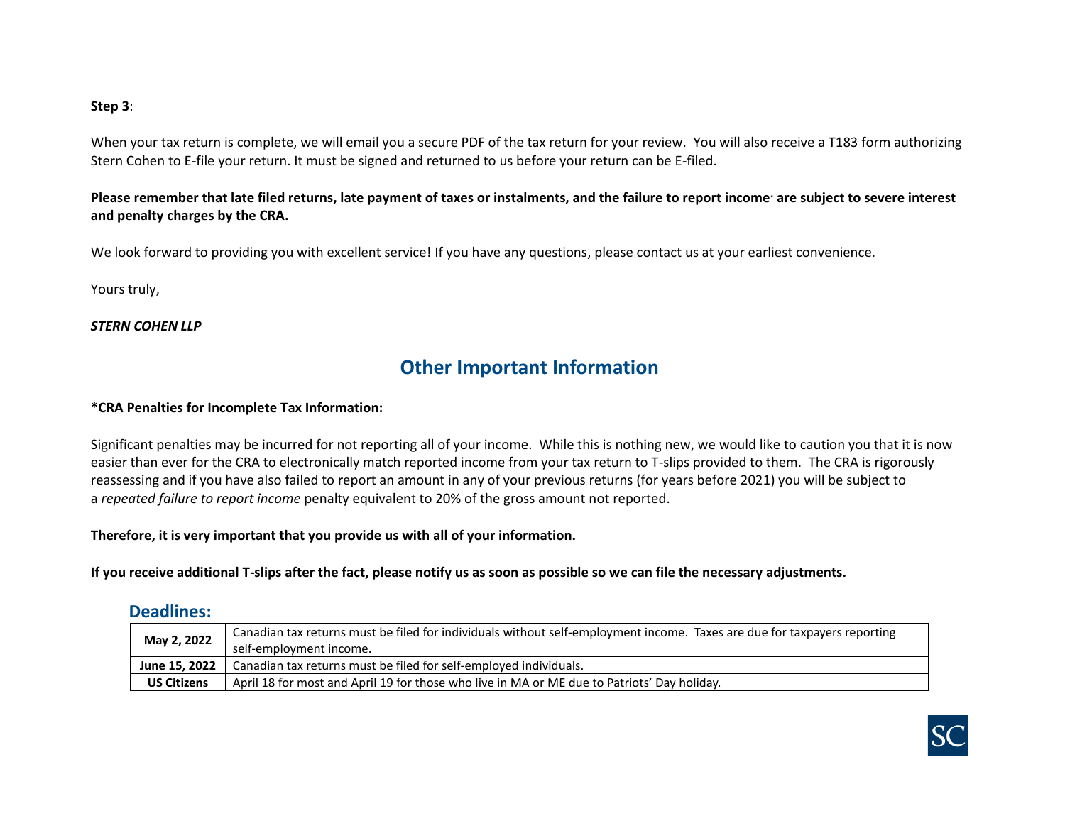**Step 3**:

When your tax return is complete, we will email you a secure PDF of the tax return for your review. You will also receive a T183 form authorizing Stern Cohen to E-file your return. It must be signed and returned to us before your return can be E-filed.

**Please remember that late filed returns, late payment of taxes or instalments, and the failure to report income* are subject to severe interest and penalty charges by the CRA.**

We look forward to providing you with excellent service! If you have any questions, please contact us at your earliest convenience.

Yours truly,

***STERN COHEN LLP***

## Other Important Information

**\*CRA Penalties for Incomplete Tax Information:**

Significant penalties may be incurred for not reporting all of your income. While this is nothing new, we would like to caution you that it is now easier than ever for the CRA to electronically match reported income from your tax return to T-slips provided to them. The CRA is rigorously reassessing and if you have also failed to report an amount in any of your previous returns (for years before 2021) you will be subject to a *repeated failure to report income* penalty equivalent to 20% of the gross amount not reported.

**Therefore, it is very important that you provide us with all of your information.**

**If you receive additional T-slips after the fact, please notify us as soon as possible so we can file the necessary adjustments.**

### Deadlines:

| | |
|---|---|
| **May 2, 2022** | Canadian tax returns must be filed for individuals without self-employment income. Taxes are due for taxpayers reporting self-employment income. |
| **June 15, 2022** | Canadian tax returns must be filed for self-employed individuals. |
| **US Citizens** | April 18 for most and April 19 for those who live in MA or ME due to Patriots' Day holiday. |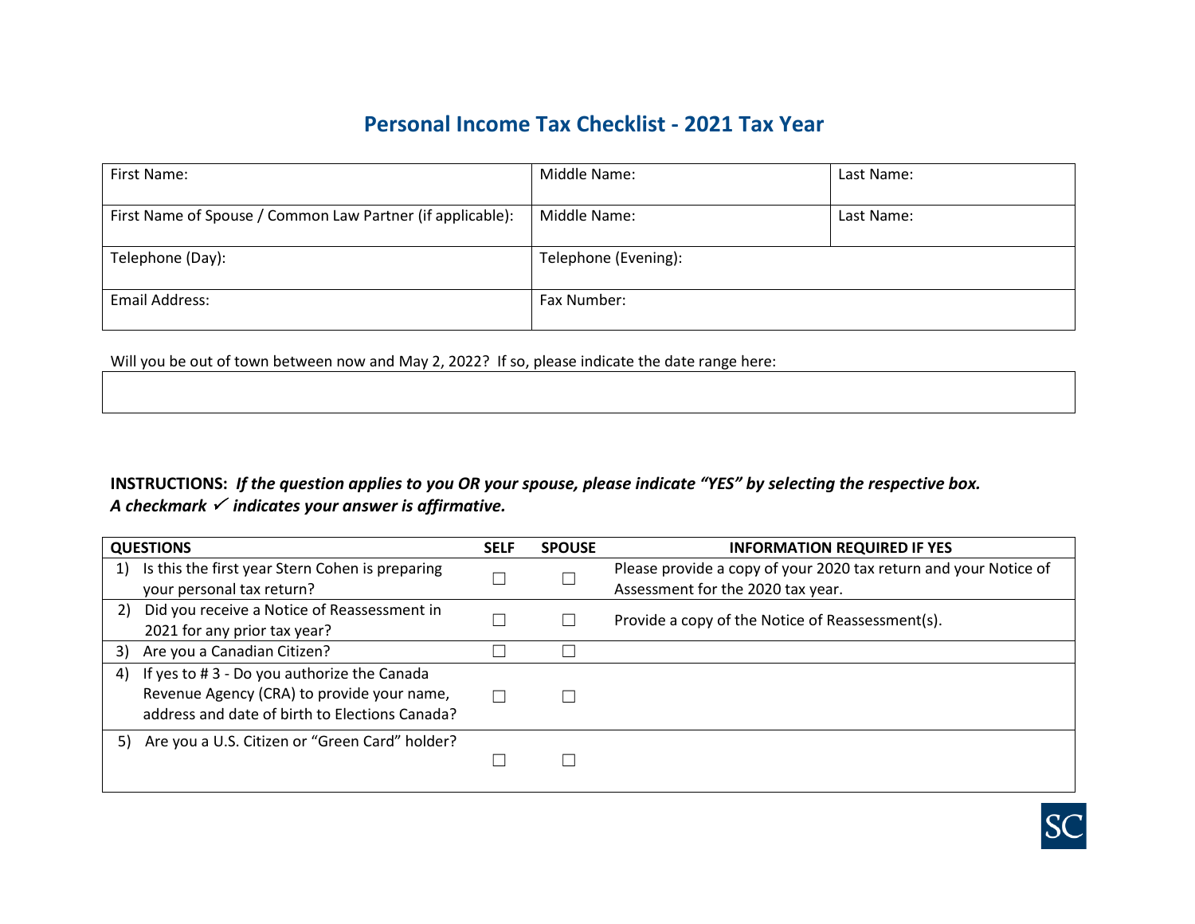# Personal Income Tax Checklist - 2021 Tax Year

| First Name: | Middle Name: | Last Name: |
|---|---|---|
| First Name of Spouse / Common Law Partner (if applicable): | Middle Name: | Last Name: |
| Telephone (Day): | Telephone (Evening): | |
| Email Address: | Fax Number: | |

Will you be out of town between now and May 2, 2022? If so, please indicate the date range here:

| |
|---|
| |

**INSTRUCTIONS:** ***If the question applies to you OR your spouse, please indicate "YES" by selecting the respective box. A checkmark ✓ indicates your answer is affirmative.***

| QUESTIONS | SELF | SPOUSE | INFORMATION REQUIRED IF YES |
|---|---|---|---|
| 1) Is this the first year Stern Cohen is preparing your personal tax return? | ☐ | ☐ | Please provide a copy of your 2020 tax return and your Notice of Assessment for the 2020 tax year. |
| 2) Did you receive a Notice of Reassessment in 2021 for any prior tax year? | ☐ | ☐ | Provide a copy of the Notice of Reassessment(s). |
| 3) Are you a Canadian Citizen? | ☐ | ☐ | |
| 4) If yes to # 3 - Do you authorize the Canada Revenue Agency (CRA) to provide your name, address and date of birth to Elections Canada? | ☐ | ☐ | |
| 5) Are you a U.S. Citizen or "Green Card" holder? | ☐ | ☐ | |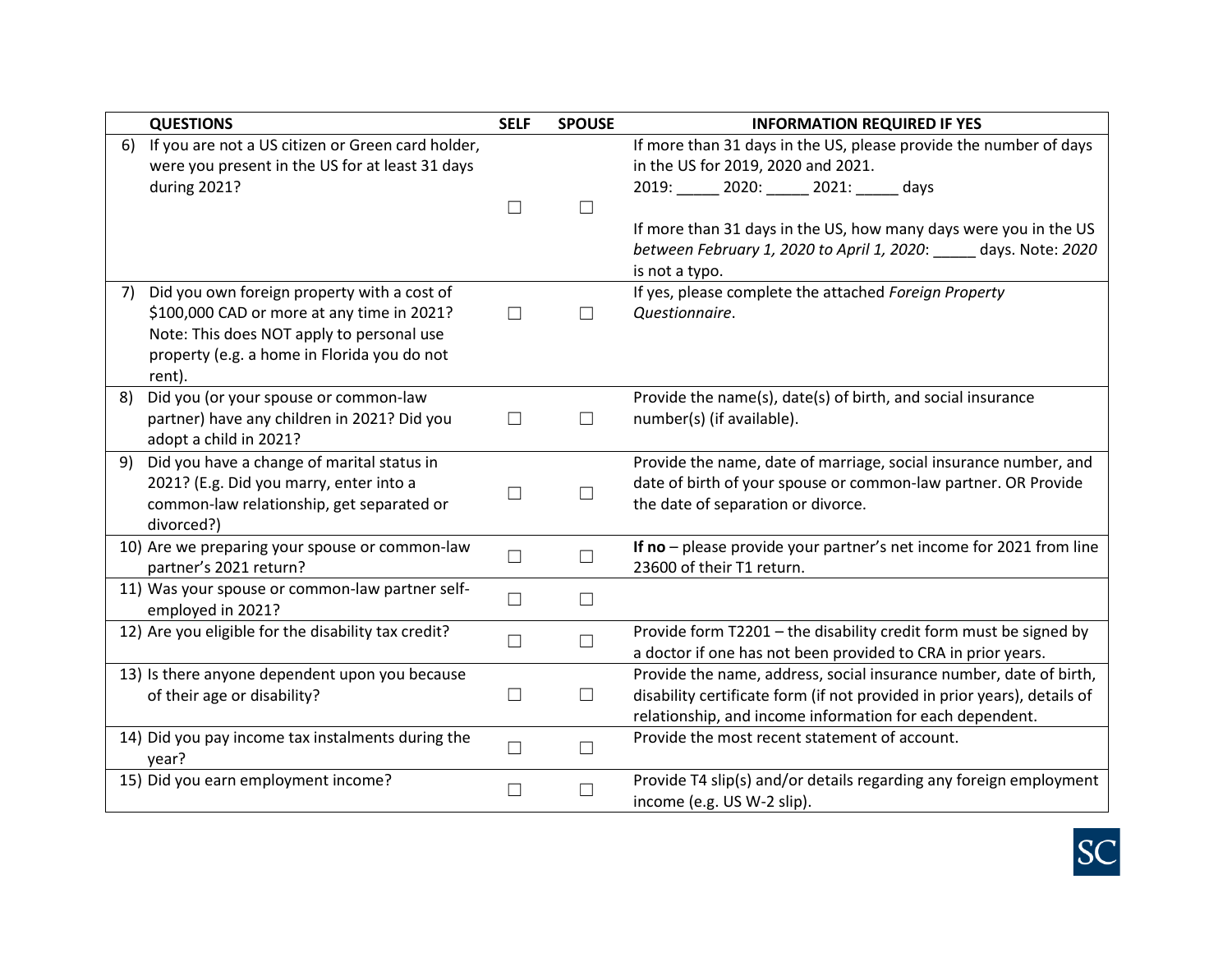| | QUESTIONS | SELF | SPOUSE | INFORMATION REQUIRED IF YES |
|---|---|---|---|---|
| 6) | If you are not a US citizen or Green card holder, were you present in the US for at least 31 days during 2021? | ☐ | ☐ | If more than 31 days in the US, please provide the number of days in the US for 2019, 2020 and 2021.<br>2019: _____ 2020: _____ 2021: _____ days<br><br>If more than 31 days in the US, how many days were you in the US *between February 1, 2020 to April 1, 2020*: _____ days. Note: *2020* is not a typo. |
| 7) | Did you own foreign property with a cost of $100,000 CAD or more at any time in 2021? Note: This does NOT apply to personal use property (e.g. a home in Florida you do not rent). | ☐ | ☐ | If yes, please complete the attached *Foreign Property Questionnaire*. |
| 8) | Did you (or your spouse or common-law partner) have any children in 2021? Did you adopt a child in 2021? | ☐ | ☐ | Provide the name(s), date(s) of birth, and social insurance number(s) (if available). |
| 9) | Did you have a change of marital status in 2021? (E.g. Did you marry, enter into a common-law relationship, get separated or divorced?) | ☐ | ☐ | Provide the name, date of marriage, social insurance number, and date of birth of your spouse or common-law partner. OR Provide the date of separation or divorce. |
| 10) | Are we preparing your spouse or common-law partner's 2021 return? | ☐ | ☐ | **If no** – please provide your partner's net income for 2021 from line 23600 of their T1 return. |
| 11) | Was your spouse or common-law partner self-employed in 2021? | ☐ | ☐ | |
| 12) | Are you eligible for the disability tax credit? | ☐ | ☐ | Provide form T2201 – the disability credit form must be signed by a doctor if one has not been provided to CRA in prior years. |
| 13) | Is there anyone dependent upon you because of their age or disability? | ☐ | ☐ | Provide the name, address, social insurance number, date of birth, disability certificate form (if not provided in prior years), details of relationship, and income information for each dependent. |
| 14) | Did you pay income tax instalments during the year? | ☐ | ☐ | Provide the most recent statement of account. |
| 15) | Did you earn employment income? | ☐ | ☐ | Provide T4 slip(s) and/or details regarding any foreign employment income (e.g. US W-2 slip). |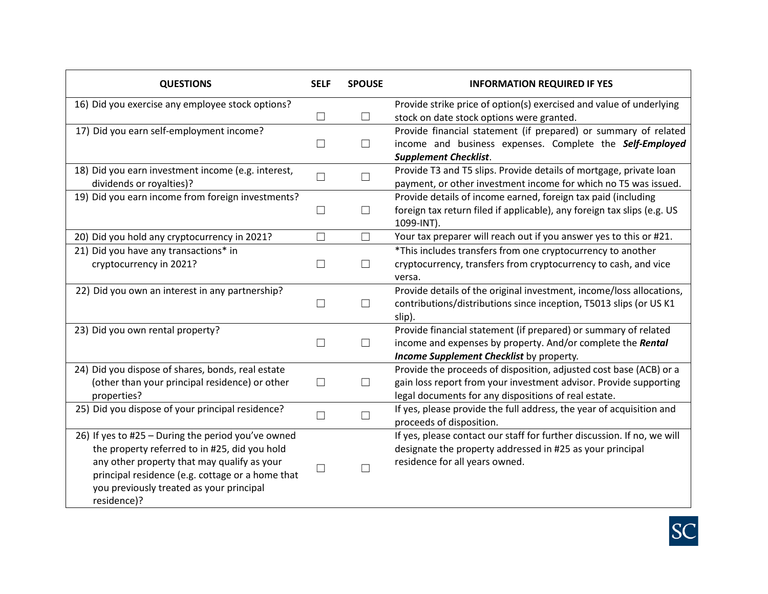| QUESTIONS | SELF | SPOUSE | INFORMATION REQUIRED IF YES |
|---|---|---|---|
| 16) Did you exercise any employee stock options? | ☐ | ☐ | Provide strike price of option(s) exercised and value of underlying stock on date stock options were granted. |
| 17) Did you earn self-employment income? | ☐ | ☐ | Provide financial statement (if prepared) or summary of related income and business expenses. Complete the ***Self-Employed Supplement Checklist***. |
| 18) Did you earn investment income (e.g. interest, dividends or royalties)? | ☐ | ☐ | Provide T3 and T5 slips. Provide details of mortgage, private loan payment, or other investment income for which no T5 was issued. |
| 19) Did you earn income from foreign investments? | ☐ | ☐ | Provide details of income earned, foreign tax paid (including foreign tax return filed if applicable), any foreign tax slips (e.g. US 1099-INT). |
| 20) Did you hold any cryptocurrency in 2021? | ☐ | ☐ | Your tax preparer will reach out if you answer yes to this or #21. |
| 21) Did you have any transactions* in cryptocurrency in 2021? | ☐ | ☐ | *This includes transfers from one cryptocurrency to another cryptocurrency, transfers from cryptocurrency to cash, and vice versa. |
| 22) Did you own an interest in any partnership? | ☐ | ☐ | Provide details of the original investment, income/loss allocations, contributions/distributions since inception, T5013 slips (or US K1 slip). |
| 23) Did you own rental property? | ☐ | ☐ | Provide financial statement (if prepared) or summary of related income and expenses by property. And/or complete the ***Rental Income Supplement Checklist*** by property. |
| 24) Did you dispose of shares, bonds, real estate (other than your principal residence) or other properties? | ☐ | ☐ | Provide the proceeds of disposition, adjusted cost base (ACB) or a gain loss report from your investment advisor. Provide supporting legal documents for any dispositions of real estate. |
| 25) Did you dispose of your principal residence? | ☐ | ☐ | If yes, please provide the full address, the year of acquisition and proceeds of disposition. |
| 26) If yes to #25 – During the period you've owned the property referred to in #25, did you hold any other property that may qualify as your principal residence (e.g. cottage or a home that you previously treated as your principal residence)? | ☐ | ☐ | If yes, please contact our staff for further discussion. If no, we will designate the property addressed in #25 as your principal residence for all years owned. |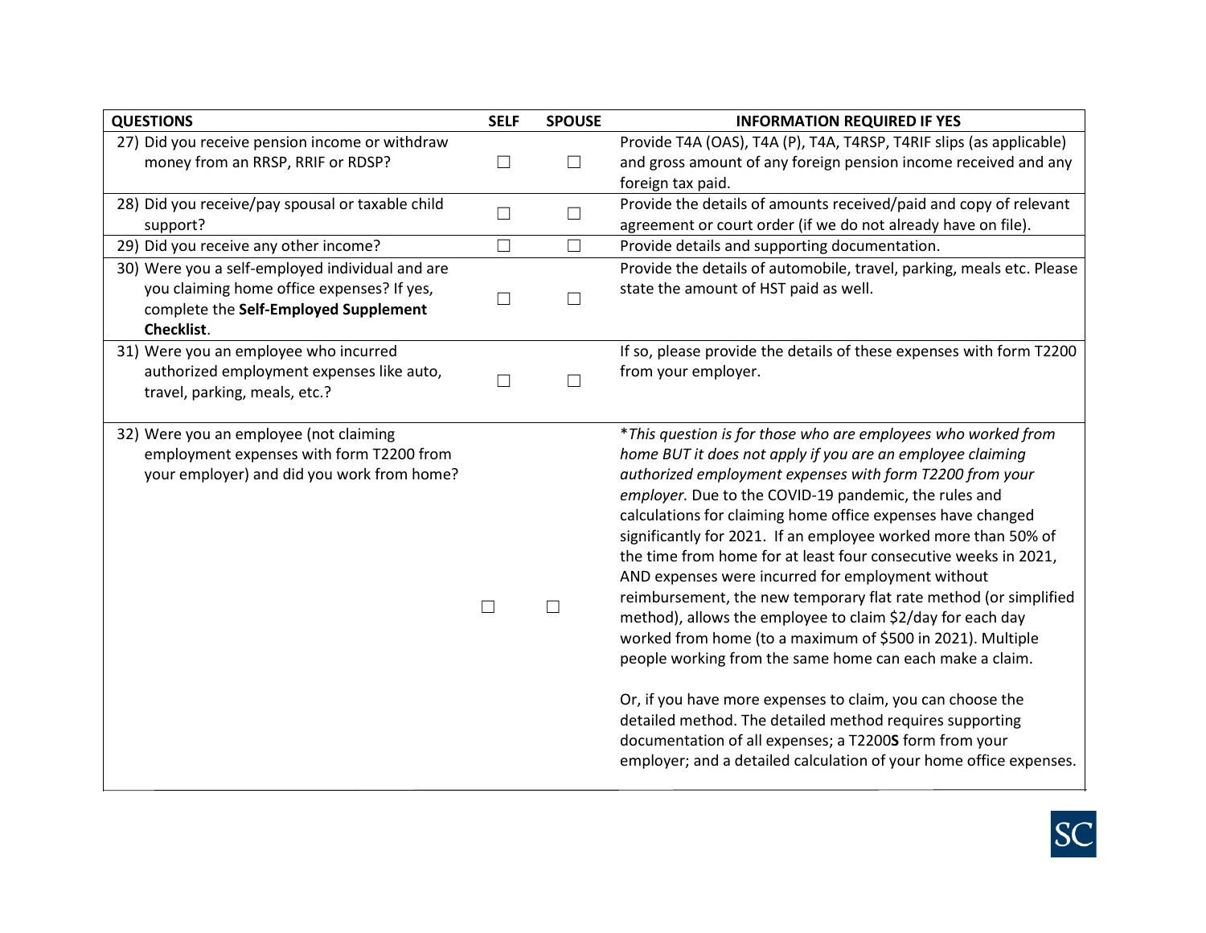| QUESTIONS | SELF | SPOUSE | INFORMATION REQUIRED IF YES |
|---|---|---|---|
| 27) Did you receive pension income or withdraw money from an RRSP, RRIF or RDSP? | ☐ | ☐ | Provide T4A (OAS), T4A (P), T4A, T4RSP, T4RIF slips (as applicable) and gross amount of any foreign pension income received and any foreign tax paid. |
| 28) Did you receive/pay spousal or taxable child support? | ☐ | ☐ | Provide the details of amounts received/paid and copy of relevant agreement or court order (if we do not already have on file). |
| 29) Did you receive any other income? | ☐ | ☐ | Provide details and supporting documentation. |
| 30) Were you a self-employed individual and are you claiming home office expenses? If yes, complete the **Self-Employed Supplement Checklist**. | ☐ | ☐ | Provide the details of automobile, travel, parking, meals etc. Please state the amount of HST paid as well. |
| 31) Were you an employee who incurred authorized employment expenses like auto, travel, parking, meals, etc.? | ☐ | ☐ | If so, please provide the details of these expenses with form T2200 from your employer. |
| 32) Were you an employee (not claiming employment expenses with form T2200 from your employer) and did you work from home? | ☐ | ☐ | *\*This question is for those who are employees who worked from home BUT it does not apply if you are an employee claiming authorized employment expenses with form T2200 from your employer.* Due to the COVID-19 pandemic, the rules and calculations for claiming home office expenses have changed significantly for 2021. If an employee worked more than 50% of the time from home for at least four consecutive weeks in 2021, AND expenses were incurred for employment without reimbursement, the new temporary flat rate method (or simplified method), allows the employee to claim $2/day for each day worked from home (to a maximum of $500 in 2021). Multiple people working from the same home can each make a claim.<br><br>Or, if you have more expenses to claim, you can choose the detailed method. The detailed method requires supporting documentation of all expenses; a T2200**S** form from your employer; and a detailed calculation of your home office expenses. |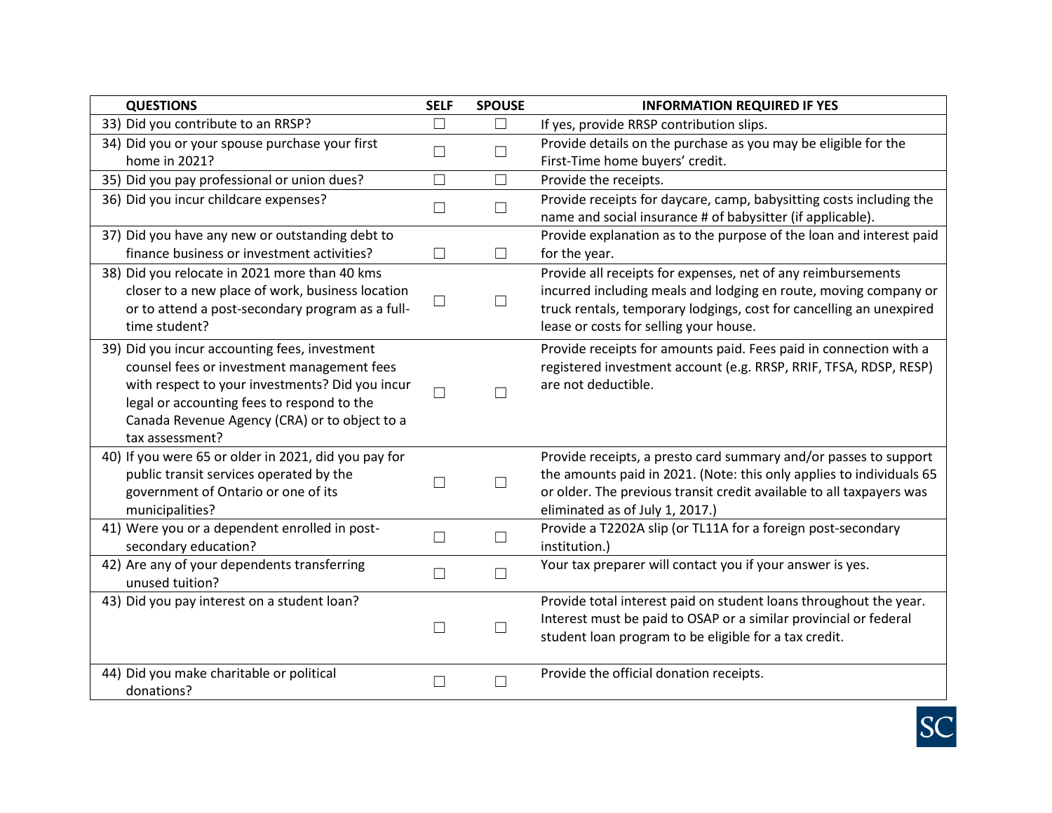| QUESTIONS | SELF | SPOUSE | INFORMATION REQUIRED IF YES |
|---|---|---|---|
| 33) Did you contribute to an RRSP? | ☐ | ☐ | If yes, provide RRSP contribution slips. |
| 34) Did you or your spouse purchase your first home in 2021? | ☐ | ☐ | Provide details on the purchase as you may be eligible for the First-Time home buyers' credit. |
| 35) Did you pay professional or union dues? | ☐ | ☐ | Provide the receipts. |
| 36) Did you incur childcare expenses? | ☐ | ☐ | Provide receipts for daycare, camp, babysitting costs including the name and social insurance # of babysitter (if applicable). |
| 37) Did you have any new or outstanding debt to finance business or investment activities? | ☐ | ☐ | Provide explanation as to the purpose of the loan and interest paid for the year. |
| 38) Did you relocate in 2021 more than 40 kms closer to a new place of work, business location or to attend a post-secondary program as a full-time student? | ☐ | ☐ | Provide all receipts for expenses, net of any reimbursements incurred including meals and lodging en route, moving company or truck rentals, temporary lodgings, cost for cancelling an unexpired lease or costs for selling your house. |
| 39) Did you incur accounting fees, investment counsel fees or investment management fees with respect to your investments? Did you incur legal or accounting fees to respond to the Canada Revenue Agency (CRA) or to object to a tax assessment? | ☐ | ☐ | Provide receipts for amounts paid. Fees paid in connection with a registered investment account (e.g. RRSP, RRIF, TFSA, RDSP, RESP) are not deductible. |
| 40) If you were 65 or older in 2021, did you pay for public transit services operated by the government of Ontario or one of its municipalities? | ☐ | ☐ | Provide receipts, a presto card summary and/or passes to support the amounts paid in 2021. (Note: this only applies to individuals 65 or older. The previous transit credit available to all taxpayers was eliminated as of July 1, 2017.) |
| 41) Were you or a dependent enrolled in post-secondary education? | ☐ | ☐ | Provide a T2202A slip (or TL11A for a foreign post-secondary institution.) |
| 42) Are any of your dependents transferring unused tuition? | ☐ | ☐ | Your tax preparer will contact you if your answer is yes. |
| 43) Did you pay interest on a student loan? | ☐ | ☐ | Provide total interest paid on student loans throughout the year. Interest must be paid to OSAP or a similar provincial or federal student loan program to be eligible for a tax credit. |
| 44) Did you make charitable or political donations? | ☐ | ☐ | Provide the official donation receipts. |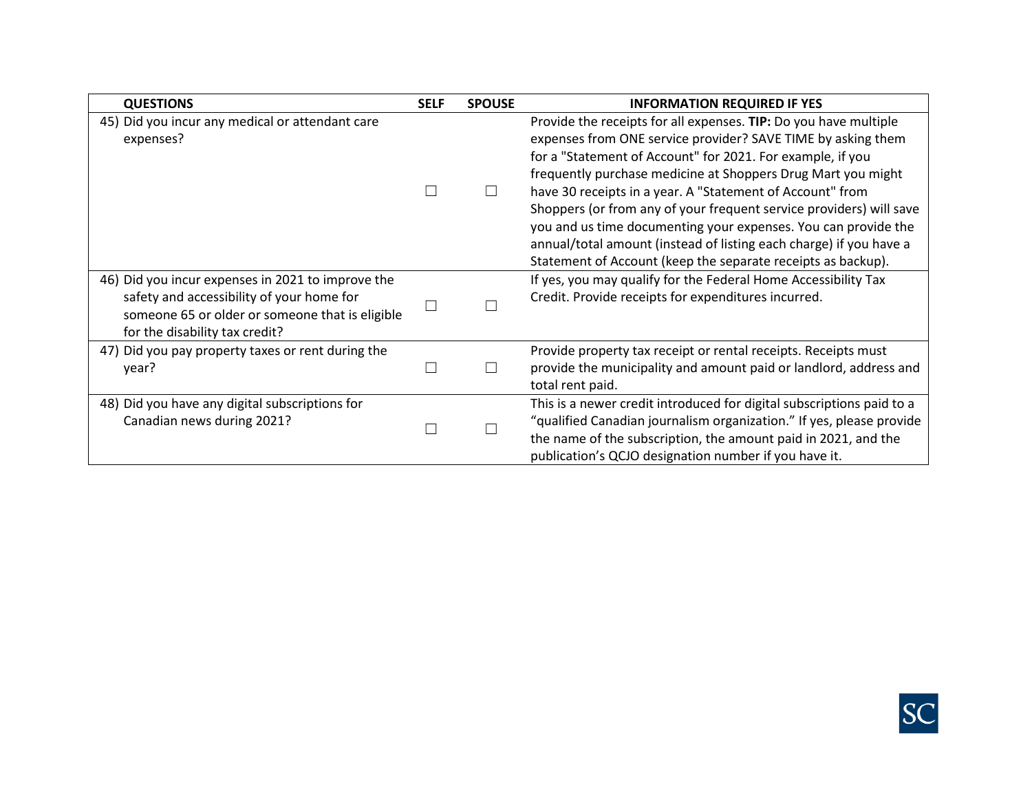| QUESTIONS | SELF | SPOUSE | INFORMATION REQUIRED IF YES |
| --- | --- | --- | --- |
| 45) Did you incur any medical or attendant care expenses? | ☐ | ☐ | Provide the receipts for all expenses. **TIP:** Do you have multiple expenses from ONE service provider? SAVE TIME by asking them for a "Statement of Account" for 2021. For example, if you frequently purchase medicine at Shoppers Drug Mart you might have 30 receipts in a year. A "Statement of Account" from Shoppers (or from any of your frequent service providers) will save you and us time documenting your expenses. You can provide the annual/total amount (instead of listing each charge) if you have a Statement of Account (keep the separate receipts as backup). |
| 46) Did you incur expenses in 2021 to improve the safety and accessibility of your home for someone 65 or older or someone that is eligible for the disability tax credit? | ☐ | ☐ | If yes, you may qualify for the Federal Home Accessibility Tax Credit. Provide receipts for expenditures incurred. |
| 47) Did you pay property taxes or rent during the year? | ☐ | ☐ | Provide property tax receipt or rental receipts. Receipts must provide the municipality and amount paid or landlord, address and total rent paid. |
| 48) Did you have any digital subscriptions for Canadian news during 2021? | ☐ | ☐ | This is a newer credit introduced for digital subscriptions paid to a "qualified Canadian journalism organization." If yes, please provide the name of the subscription, the amount paid in 2021, and the publication's QCJO designation number if you have it. |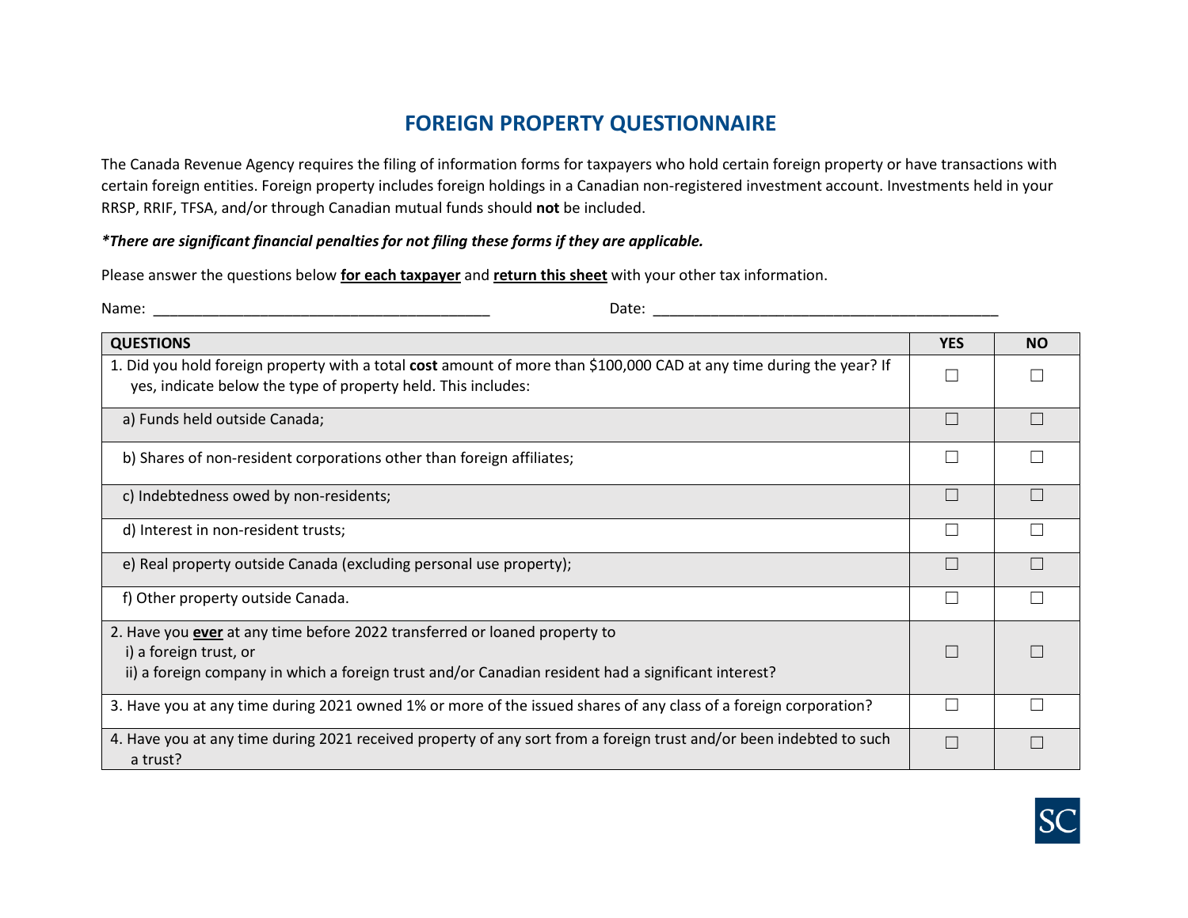# FOREIGN PROPERTY QUESTIONNAIRE

The Canada Revenue Agency requires the filing of information forms for taxpayers who hold certain foreign property or have transactions with certain foreign entities. Foreign property includes foreign holdings in a Canadian non-registered investment account. Investments held in your RRSP, RRIF, TFSA, and/or through Canadian mutual funds should **not** be included.

***There are significant financial penalties for not filing these forms if they are applicable.***

Please answer the questions below **for each taxpayer** and **return this sheet** with your other tax information.

Name: ________________________________________ Date: __________________________________________

| **QUESTIONS** | **YES** | **NO** |
|---|---|---|
| 1. Did you hold foreign property with a total **cost** amount of more than $100,000 CAD at any time during the year? If yes, indicate below the type of property held. This includes: | ☐ | ☐ |
| a) Funds held outside Canada; | ☐ | ☐ |
| b) Shares of non-resident corporations other than foreign affiliates; | ☐ | ☐ |
| c) Indebtedness owed by non-residents; | ☐ | ☐ |
| d) Interest in non-resident trusts; | ☐ | ☐ |
| e) Real property outside Canada (excluding personal use property); | ☐ | ☐ |
| f) Other property outside Canada. | ☐ | ☐ |
| 2. Have you **ever** at any time before 2022 transferred or loaned property to<br>i) a foreign trust, or<br>ii) a foreign company in which a foreign trust and/or Canadian resident had a significant interest? | ☐ | ☐ |
| 3. Have you at any time during 2021 owned 1% or more of the issued shares of any class of a foreign corporation? | ☐ | ☐ |
| 4. Have you at any time during 2021 received property of any sort from a foreign trust and/or been indebted to such a trust? | ☐ | ☐ |